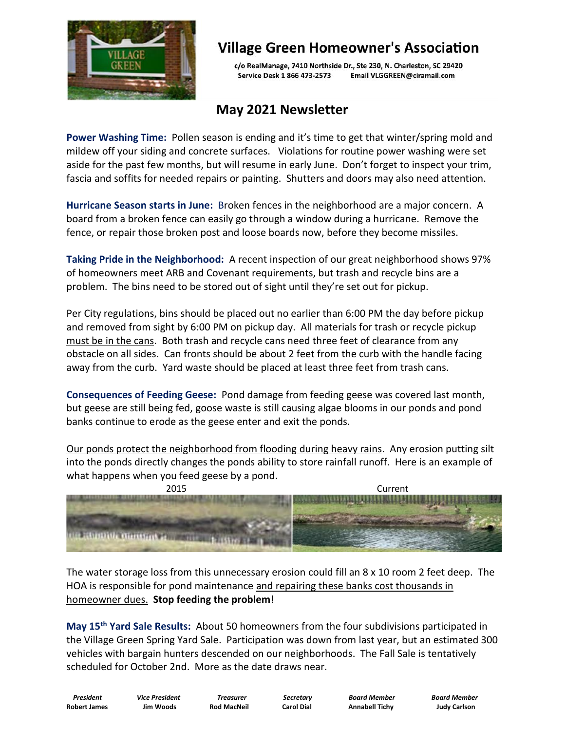# Village Green Homeowner's Association

c/o RealManage, 7410 Northside Dr., Ste 230, N. Charleston, SC 29420
Service Desk 1 866 473-2573 Email VLGGREEN@ciramail.com

## May 2021 Newsletter

**Power Washing Time:** Pollen season is ending and it's time to get that winter/spring mold and mildew off your siding and concrete surfaces. Violations for routine power washing were set aside for the past few months, but will resume in early June. Don't forget to inspect your trim, fascia and soffits for needed repairs or painting. Shutters and doors may also need attention.

**Hurricane Season starts in June:** Broken fences in the neighborhood are a major concern. A board from a broken fence can easily go through a window during a hurricane. Remove the fence, or repair those broken post and loose boards now, before they become missiles.

**Taking Pride in the Neighborhood:** A recent inspection of our great neighborhood shows 97% of homeowners meet ARB and Covenant requirements, but trash and recycle bins are a problem. The bins need to be stored out of sight until they're set out for pickup.

Per City regulations, bins should be placed out no earlier than 6:00 PM the day before pickup and removed from sight by 6:00 PM on pickup day. All materials for trash or recycle pickup must be in the cans. Both trash and recycle cans need three feet of clearance from any obstacle on all sides. Can fronts should be about 2 feet from the curb with the handle facing away from the curb. Yard waste should be placed at least three feet from trash cans.

**Consequences of Feeding Geese:** Pond damage from feeding geese was covered last month, but geese are still being fed, goose waste is still causing algae blooms in our ponds and pond banks continue to erode as the geese enter and exit the ponds.

Our ponds protect the neighborhood from flooding during heavy rains. Any erosion putting silt into the ponds directly changes the ponds ability to store rainfall runoff. Here is an example of what happens when you feed geese by a pond.

2015 Current

The water storage loss from this unnecessary erosion could fill an 8 x 10 room 2 feet deep. The HOA is responsible for pond maintenance and repairing these banks cost thousands in homeowner dues. **Stop feeding the problem**!

**May 15th Yard Sale Results:** About 50 homeowners from the four subdivisions participated in the Village Green Spring Yard Sale. Participation was down from last year, but an estimated 300 vehicles with bargain hunters descended on our neighborhoods. The Fall Sale is tentatively scheduled for October 2nd. More as the date draws near.

| *President* | *Vice President* | *Treasurer* | *Secretary* | *Board Member* | *Board Member* |
|---|---|---|---|---|---|
| **Robert James** | **Jim Woods** | **Rod MacNeil** | **Carol Dial** | **Annabell Tichy** | **Judy Carlson** |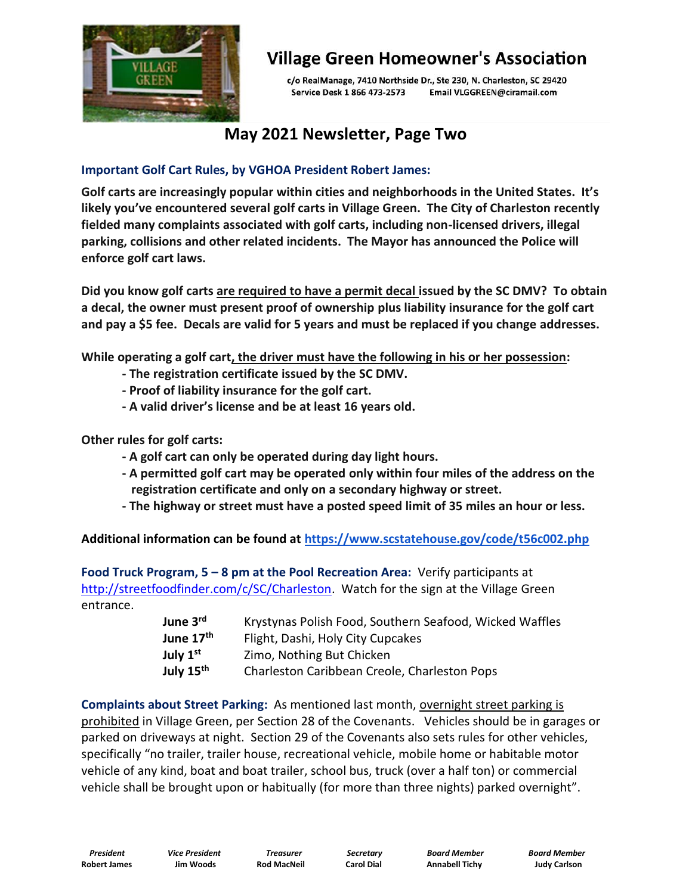# Village Green Homeowner's Association

c/o RealManage, 7410 Northside Dr., Ste 230, N. Charleston, SC 29420
Service Desk 1 866 473-2573 Email VLGGREEN@ciramail.com

## May 2021 Newsletter, Page Two

### Important Golf Cart Rules, by VGHOA President Robert James:

**Golf carts are increasingly popular within cities and neighborhoods in the United States. It's likely you've encountered several golf carts in Village Green. The City of Charleston recently fielded many complaints associated with golf carts, including non-licensed drivers, illegal parking, collisions and other related incidents. The Mayor has announced the Police will enforce golf cart laws.**

**Did you know golf carts are required to have a permit decal issued by the SC DMV? To obtain a decal, the owner must present proof of ownership plus liability insurance for the golf cart and pay a $5 fee. Decals are valid for 5 years and must be replaced if you change addresses.**

**While operating a golf cart, the driver must have the following in his or her possession:**

- **The registration certificate issued by the SC DMV.**
- **Proof of liability insurance for the golf cart.**
- **A valid driver's license and be at least 16 years old.**

**Other rules for golf carts:**

- **A golf cart can only be operated during day light hours.**
- **A permitted golf cart may be operated only within four miles of the address on the registration certificate and only on a secondary highway or street.**
- **The highway or street must have a posted speed limit of 35 miles an hour or less.**

**Additional information can be found at https://www.scstatehouse.gov/code/t56c002.php**

**Food Truck Program, 5 – 8 pm at the Pool Recreation Area:** Verify participants at http://streetfoodfinder.com/c/SC/Charleston. Watch for the sign at the Village Green entrance.

| | |
|---|---|
| **June 3rd** | Krystynas Polish Food, Southern Seafood, Wicked Waffles |
| **June 17th** | Flight, Dashi, Holy City Cupcakes |
| **July 1st** | Zimo, Nothing But Chicken |
| **July 15th** | Charleston Caribbean Creole, Charleston Pops |

**Complaints about Street Parking:** As mentioned last month, overnight street parking is prohibited in Village Green, per Section 28 of the Covenants. Vehicles should be in garages or parked on driveways at night. Section 29 of the Covenants also sets rules for other vehicles, specifically "no trailer, trailer house, recreational vehicle, mobile home or habitable motor vehicle of any kind, boat and boat trailer, school bus, truck (over a half ton) or commercial vehicle shall be brought upon or habitually (for more than three nights) parked overnight".

| *President* | *Vice President* | *Treasurer* | *Secretary* | *Board Member* | *Board Member* |
|---|---|---|---|---|---|
| **Robert James** | **Jim Woods** | **Rod MacNeil** | **Carol Dial** | **Annabell Tichy** | **Judy Carlson** |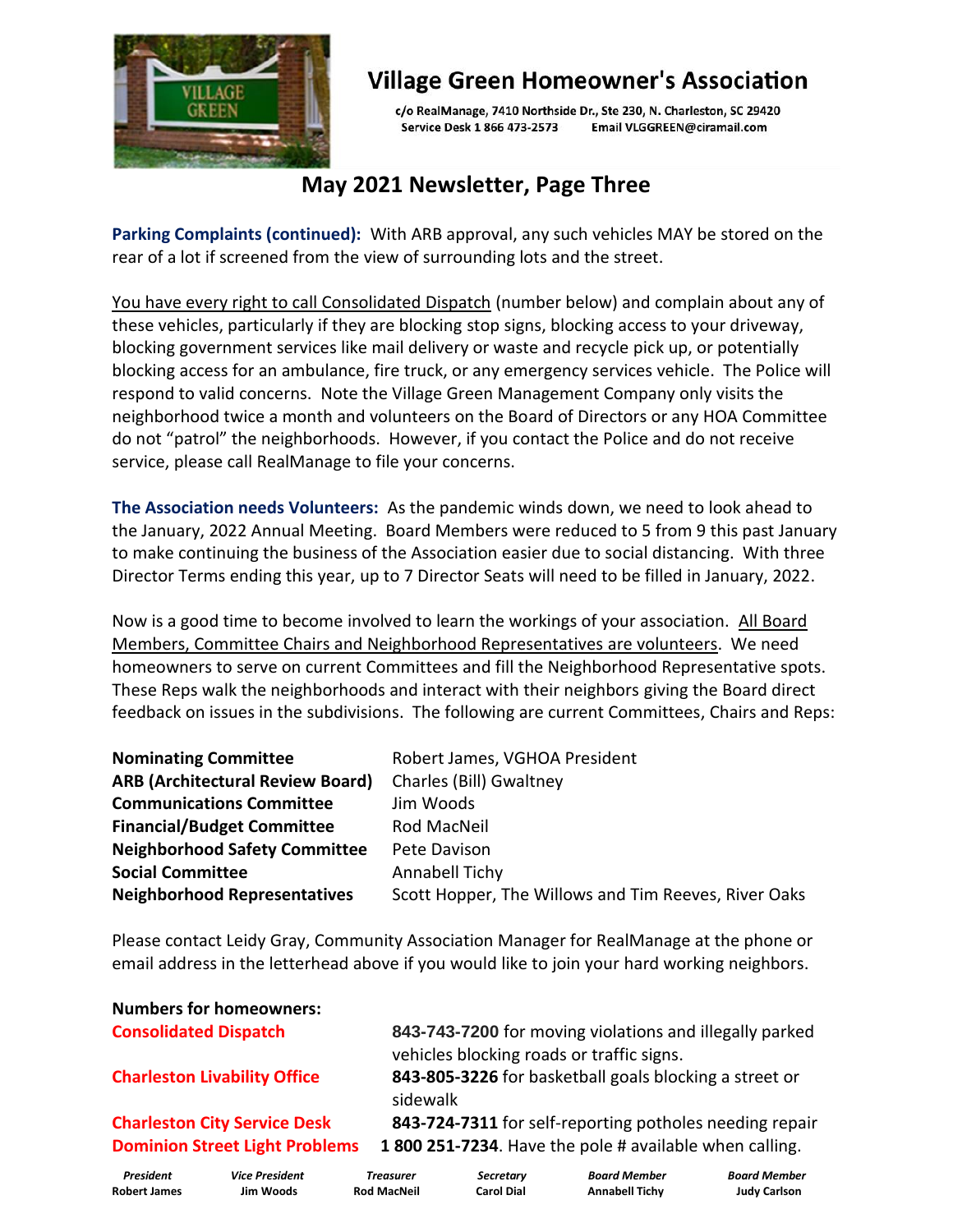# Village Green Homeowner's Association

c/o RealManage, 7410 Northside Dr., Ste 230, N. Charleston, SC 29420
Service Desk 1 866 473-2573 Email VLGGREEN@ciramail.com

## May 2021 Newsletter, Page Three

**Parking Complaints (continued):** With ARB approval, any such vehicles MAY be stored on the rear of a lot if screened from the view of surrounding lots and the street.

You have every right to call Consolidated Dispatch (number below) and complain about any of these vehicles, particularly if they are blocking stop signs, blocking access to your driveway, blocking government services like mail delivery or waste and recycle pick up, or potentially blocking access for an ambulance, fire truck, or any emergency services vehicle. The Police will respond to valid concerns. Note the Village Green Management Company only visits the neighborhood twice a month and volunteers on the Board of Directors or any HOA Committee do not "patrol" the neighborhoods. However, if you contact the Police and do not receive service, please call RealManage to file your concerns.

**The Association needs Volunteers:** As the pandemic winds down, we need to look ahead to the January, 2022 Annual Meeting. Board Members were reduced to 5 from 9 this past January to make continuing the business of the Association easier due to social distancing. With three Director Terms ending this year, up to 7 Director Seats will need to be filled in January, 2022.

Now is a good time to become involved to learn the workings of your association. All Board Members, Committee Chairs and Neighborhood Representatives are volunteers. We need homeowners to serve on current Committees and fill the Neighborhood Representative spots. These Reps walk the neighborhoods and interact with their neighbors giving the Board direct feedback on issues in the subdivisions. The following are current Committees, Chairs and Reps:

| | |
|---|---|
| **Nominating Committee** | Robert James, VGHOA President |
| **ARB (Architectural Review Board)** | Charles (Bill) Gwaltney |
| **Communications Committee** | Jim Woods |
| **Financial/Budget Committee** | Rod MacNeil |
| **Neighborhood Safety Committee** | Pete Davison |
| **Social Committee** | Annabell Tichy |
| **Neighborhood Representatives** | Scott Hopper, The Willows and Tim Reeves, River Oaks |

Please contact Leidy Gray, Community Association Manager for RealManage at the phone or email address in the letterhead above if you would like to join your hard working neighbors.

**Numbers for homeowners:**

| | |
|---|---|
| **Consolidated Dispatch** | **843-743-7200** for moving violations and illegally parked vehicles blocking roads or traffic signs. |
| **Charleston Livability Office** | **843-805-3226** for basketball goals blocking a street or sidewalk |
| **Charleston City Service Desk** | **843-724-7311** for self-reporting potholes needing repair |
| **Dominion Street Light Problems** | **1 800 251-7234**. Have the pole # available when calling. |

| *President* | *Vice President* | *Treasurer* | *Secretary* | *Board Member* | *Board Member* |
|---|---|---|---|---|---|
| **Robert James** | **Jim Woods** | **Rod MacNeil** | **Carol Dial** | **Annabell Tichy** | **Judy Carlson** |